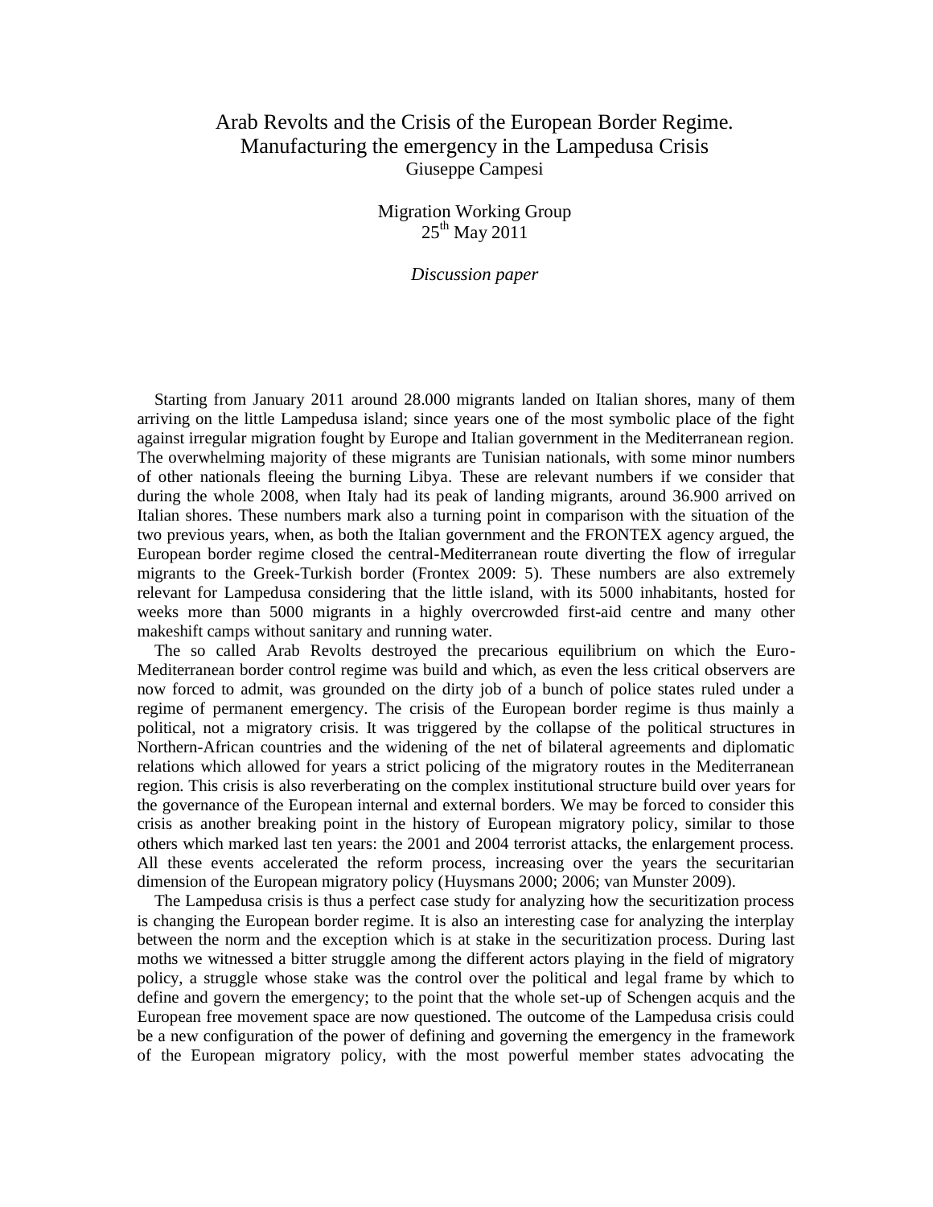# Arab Revolts and the Crisis of the European Border Regime. Manufacturing the emergency in the Lampedusa Crisis

Giuseppe Campesi

Migration Working Group
25th May 2011

*Discussion paper*

Starting from January 2011 around 28.000 migrants landed on Italian shores, many of them arriving on the little Lampedusa island; since years one of the most symbolic place of the fight against irregular migration fought by Europe and Italian government in the Mediterranean region. The overwhelming majority of these migrants are Tunisian nationals, with some minor numbers of other nationals fleeing the burning Libya. These are relevant numbers if we consider that during the whole 2008, when Italy had its peak of landing migrants, around 36.900 arrived on Italian shores. These numbers mark also a turning point in comparison with the situation of the two previous years, when, as both the Italian government and the FRONTEX agency argued, the European border regime closed the central-Mediterranean route diverting the flow of irregular migrants to the Greek-Turkish border (Frontex 2009: 5). These numbers are also extremely relevant for Lampedusa considering that the little island, with its 5000 inhabitants, hosted for weeks more than 5000 migrants in a highly overcrowded first-aid centre and many other makeshift camps without sanitary and running water.

The so called Arab Revolts destroyed the precarious equilibrium on which the Euro-Mediterranean border control regime was build and which, as even the less critical observers are now forced to admit, was grounded on the dirty job of a bunch of police states ruled under a regime of permanent emergency. The crisis of the European border regime is thus mainly a political, not a migratory crisis. It was triggered by the collapse of the political structures in Northern-African countries and the widening of the net of bilateral agreements and diplomatic relations which allowed for years a strict policing of the migratory routes in the Mediterranean region. This crisis is also reverberating on the complex institutional structure build over years for the governance of the European internal and external borders. We may be forced to consider this crisis as another breaking point in the history of European migratory policy, similar to those others which marked last ten years: the 2001 and 2004 terrorist attacks, the enlargement process. All these events accelerated the reform process, increasing over the years the securitarian dimension of the European migratory policy (Huysmans 2000; 2006; van Munster 2009).

The Lampedusa crisis is thus a perfect case study for analyzing how the securitization process is changing the European border regime. It is also an interesting case for analyzing the interplay between the norm and the exception which is at stake in the securitization process. During last moths we witnessed a bitter struggle among the different actors playing in the field of migratory policy, a struggle whose stake was the control over the political and legal frame by which to define and govern the emergency; to the point that the whole set-up of Schengen acquis and the European free movement space are now questioned. The outcome of the Lampedusa crisis could be a new configuration of the power of defining and governing the emergency in the framework of the European migratory policy, with the most powerful member states advocating the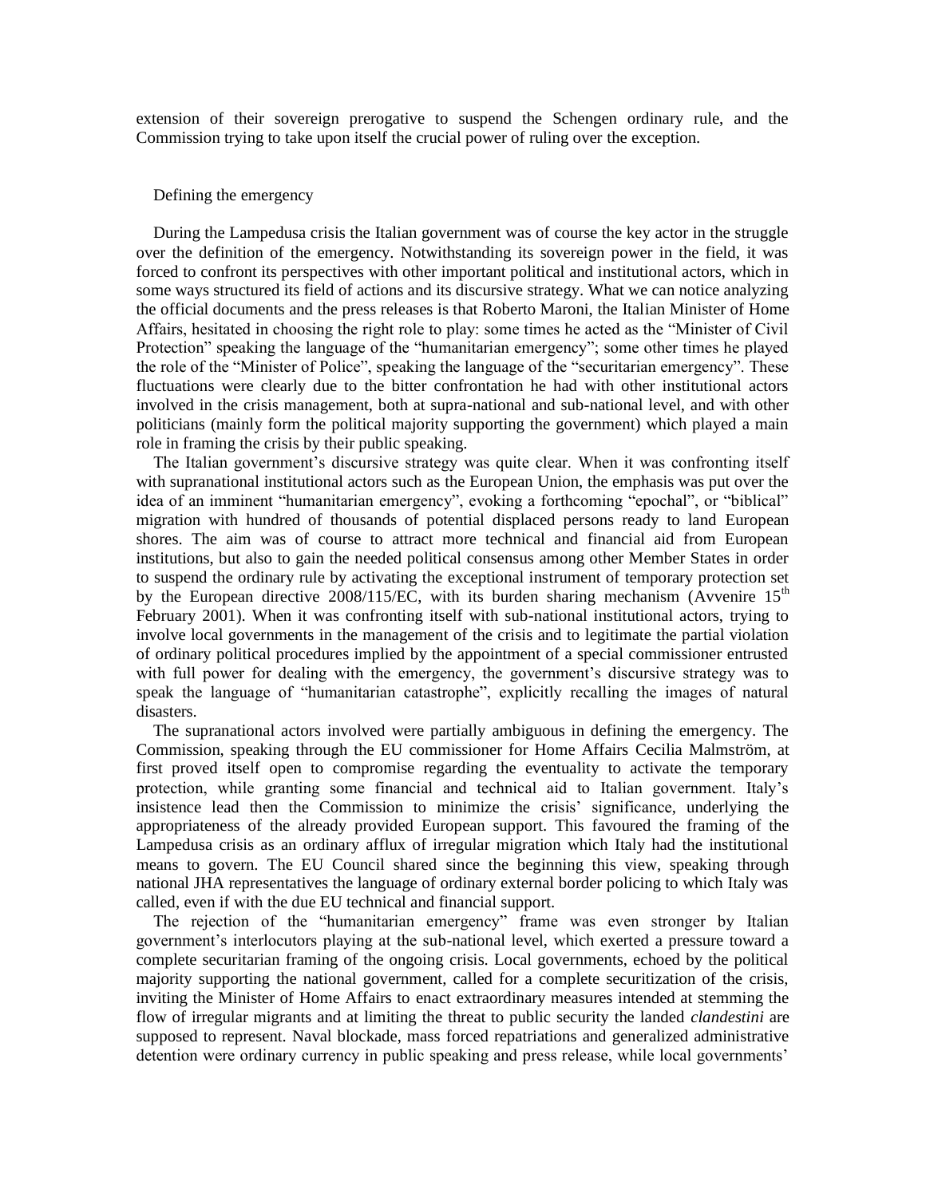extension of their sovereign prerogative to suspend the Schengen ordinary rule, and the Commission trying to take upon itself the crucial power of ruling over the exception.

## Defining the emergency

During the Lampedusa crisis the Italian government was of course the key actor in the struggle over the definition of the emergency. Notwithstanding its sovereign power in the field, it was forced to confront its perspectives with other important political and institutional actors, which in some ways structured its field of actions and its discursive strategy. What we can notice analyzing the official documents and the press releases is that Roberto Maroni, the Italian Minister of Home Affairs, hesitated in choosing the right role to play: some times he acted as the "Minister of Civil Protection" speaking the language of the "humanitarian emergency"; some other times he played the role of the "Minister of Police", speaking the language of the "securitarian emergency". These fluctuations were clearly due to the bitter confrontation he had with other institutional actors involved in the crisis management, both at supra-national and sub-national level, and with other politicians (mainly form the political majority supporting the government) which played a main role in framing the crisis by their public speaking.

The Italian government's discursive strategy was quite clear. When it was confronting itself with supranational institutional actors such as the European Union, the emphasis was put over the idea of an imminent "humanitarian emergency", evoking a forthcoming "epochal", or "biblical" migration with hundred of thousands of potential displaced persons ready to land European shores. The aim was of course to attract more technical and financial aid from European institutions, but also to gain the needed political consensus among other Member States in order to suspend the ordinary rule by activating the exceptional instrument of temporary protection set by the European directive 2008/115/EC, with its burden sharing mechanism (Avvenire 15th February 2001). When it was confronting itself with sub-national institutional actors, trying to involve local governments in the management of the crisis and to legitimate the partial violation of ordinary political procedures implied by the appointment of a special commissioner entrusted with full power for dealing with the emergency, the government's discursive strategy was to speak the language of "humanitarian catastrophe", explicitly recalling the images of natural disasters.

The supranational actors involved were partially ambiguous in defining the emergency. The Commission, speaking through the EU commissioner for Home Affairs Cecilia Malmström, at first proved itself open to compromise regarding the eventuality to activate the temporary protection, while granting some financial and technical aid to Italian government. Italy's insistence lead then the Commission to minimize the crisis' significance, underlying the appropriateness of the already provided European support. This favoured the framing of the Lampedusa crisis as an ordinary afflux of irregular migration which Italy had the institutional means to govern. The EU Council shared since the beginning this view, speaking through national JHA representatives the language of ordinary external border policing to which Italy was called, even if with the due EU technical and financial support.

The rejection of the "humanitarian emergency" frame was even stronger by Italian government's interlocutors playing at the sub-national level, which exerted a pressure toward a complete securitarian framing of the ongoing crisis. Local governments, echoed by the political majority supporting the national government, called for a complete securitization of the crisis, inviting the Minister of Home Affairs to enact extraordinary measures intended at stemming the flow of irregular migrants and at limiting the threat to public security the landed *clandestini* are supposed to represent. Naval blockade, mass forced repatriations and generalized administrative detention were ordinary currency in public speaking and press release, while local governments'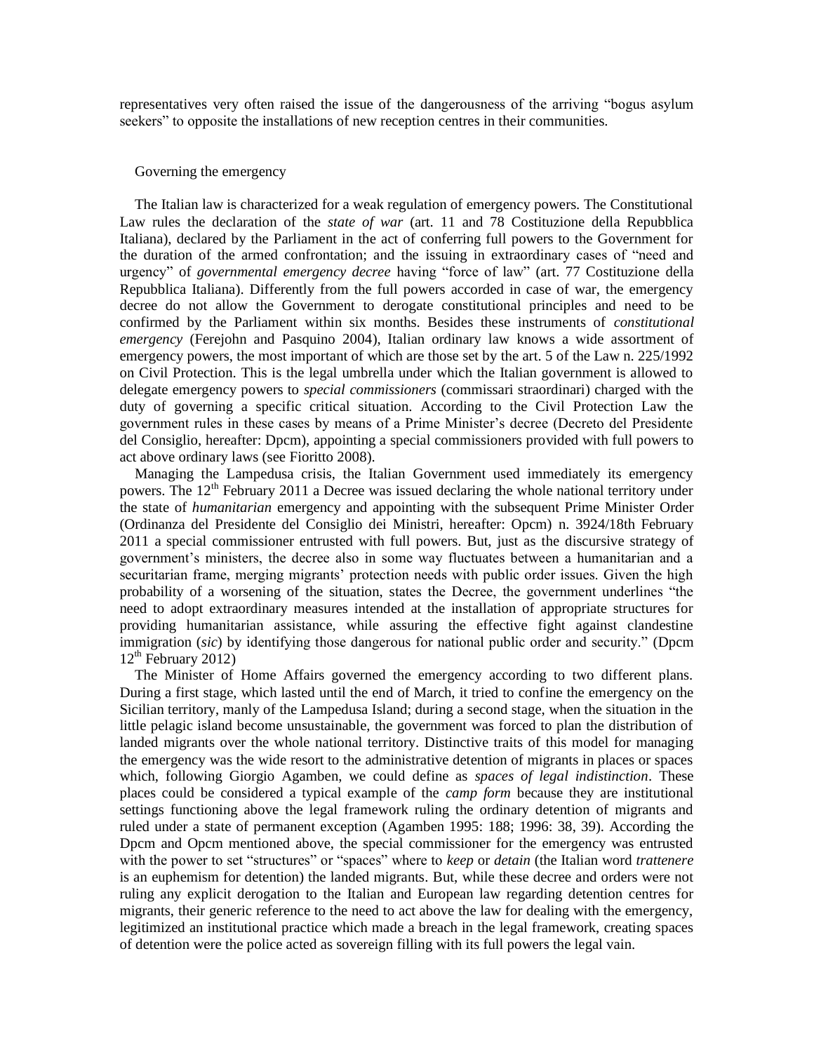representatives very often raised the issue of the dangerousness of the arriving "bogus asylum seekers" to opposite the installations of new reception centres in their communities.

## Governing the emergency

The Italian law is characterized for a weak regulation of emergency powers. The Constitutional Law rules the declaration of the *state of war* (art. 11 and 78 Costituzione della Repubblica Italiana), declared by the Parliament in the act of conferring full powers to the Government for the duration of the armed confrontation; and the issuing in extraordinary cases of "need and urgency" of *governmental emergency decree* having "force of law" (art. 77 Costituzione della Repubblica Italiana). Differently from the full powers accorded in case of war, the emergency decree do not allow the Government to derogate constitutional principles and need to be confirmed by the Parliament within six months. Besides these instruments of *constitutional emergency* (Ferejohn and Pasquino 2004), Italian ordinary law knows a wide assortment of emergency powers, the most important of which are those set by the art. 5 of the Law n. 225/1992 on Civil Protection. This is the legal umbrella under which the Italian government is allowed to delegate emergency powers to *special commissioners* (commissari straordinari) charged with the duty of governing a specific critical situation. According to the Civil Protection Law the government rules in these cases by means of a Prime Minister's decree (Decreto del Presidente del Consiglio, hereafter: Dpcm), appointing a special commissioners provided with full powers to act above ordinary laws (see Fioritto 2008).

Managing the Lampedusa crisis, the Italian Government used immediately its emergency powers. The 12th February 2011 a Decree was issued declaring the whole national territory under the state of *humanitarian* emergency and appointing with the subsequent Prime Minister Order (Ordinanza del Presidente del Consiglio dei Ministri, hereafter: Opcm) n. 3924/18th February 2011 a special commissioner entrusted with full powers. But, just as the discursive strategy of government's ministers, the decree also in some way fluctuates between a humanitarian and a securitarian frame, merging migrants' protection needs with public order issues. Given the high probability of a worsening of the situation, states the Decree, the government underlines "the need to adopt extraordinary measures intended at the installation of appropriate structures for providing humanitarian assistance, while assuring the effective fight against clandestine immigration (*sic*) by identifying those dangerous for national public order and security." (Dpcm 12th February 2012)

The Minister of Home Affairs governed the emergency according to two different plans. During a first stage, which lasted until the end of March, it tried to confine the emergency on the Sicilian territory, manly of the Lampedusa Island; during a second stage, when the situation in the little pelagic island become unsustainable, the government was forced to plan the distribution of landed migrants over the whole national territory. Distinctive traits of this model for managing the emergency was the wide resort to the administrative detention of migrants in places or spaces which, following Giorgio Agamben, we could define as *spaces of legal indistinction*. These places could be considered a typical example of the *camp form* because they are institutional settings functioning above the legal framework ruling the ordinary detention of migrants and ruled under a state of permanent exception (Agamben 1995: 188; 1996: 38, 39). According the Dpcm and Opcm mentioned above, the special commissioner for the emergency was entrusted with the power to set "structures" or "spaces" where to *keep* or *detain* (the Italian word *trattenere* is an euphemism for detention) the landed migrants. But, while these decree and orders were not ruling any explicit derogation to the Italian and European law regarding detention centres for migrants, their generic reference to the need to act above the law for dealing with the emergency, legitimized an institutional practice which made a breach in the legal framework, creating spaces of detention were the police acted as sovereign filling with its full powers the legal vain.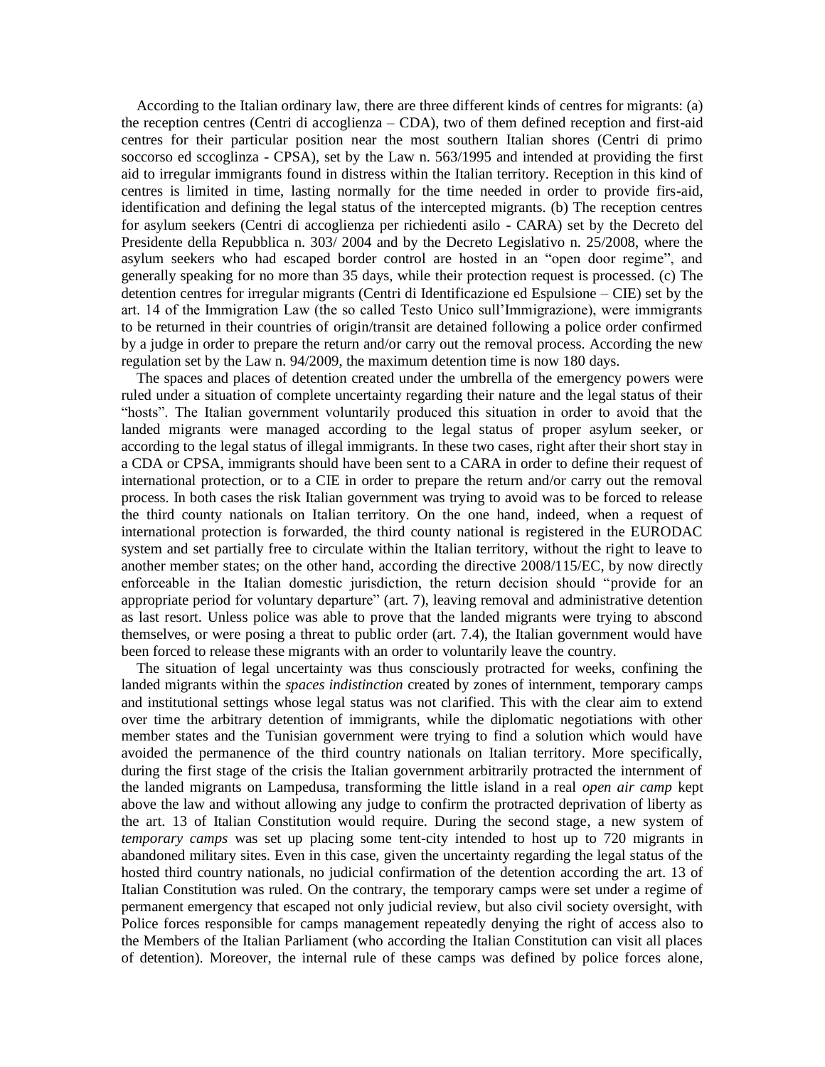According to the Italian ordinary law, there are three different kinds of centres for migrants: (a) the reception centres (Centri di accoglienza – CDA), two of them defined reception and first-aid centres for their particular position near the most southern Italian shores (Centri di primo soccorso ed sccoglinza - CPSA), set by the Law n. 563/1995 and intended at providing the first aid to irregular immigrants found in distress within the Italian territory. Reception in this kind of centres is limited in time, lasting normally for the time needed in order to provide firs-aid, identification and defining the legal status of the intercepted migrants. (b) The reception centres for asylum seekers (Centri di accoglienza per richiedenti asilo - CARA) set by the Decreto del Presidente della Repubblica n. 303/ 2004 and by the Decreto Legislativo n. 25/2008, where the asylum seekers who had escaped border control are hosted in an "open door regime", and generally speaking for no more than 35 days, while their protection request is processed. (c) The detention centres for irregular migrants (Centri di Identificazione ed Espulsione – CIE) set by the art. 14 of the Immigration Law (the so called Testo Unico sull'Immigrazione), were immigrants to be returned in their countries of origin/transit are detained following a police order confirmed by a judge in order to prepare the return and/or carry out the removal process. According the new regulation set by the Law n. 94/2009, the maximum detention time is now 180 days.

The spaces and places of detention created under the umbrella of the emergency powers were ruled under a situation of complete uncertainty regarding their nature and the legal status of their "hosts". The Italian government voluntarily produced this situation in order to avoid that the landed migrants were managed according to the legal status of proper asylum seeker, or according to the legal status of illegal immigrants. In these two cases, right after their short stay in a CDA or CPSA, immigrants should have been sent to a CARA in order to define their request of international protection, or to a CIE in order to prepare the return and/or carry out the removal process. In both cases the risk Italian government was trying to avoid was to be forced to release the third county nationals on Italian territory. On the one hand, indeed, when a request of international protection is forwarded, the third county national is registered in the EURODAC system and set partially free to circulate within the Italian territory, without the right to leave to another member states; on the other hand, according the directive 2008/115/EC, by now directly enforceable in the Italian domestic jurisdiction, the return decision should "provide for an appropriate period for voluntary departure" (art. 7), leaving removal and administrative detention as last resort. Unless police was able to prove that the landed migrants were trying to abscond themselves, or were posing a threat to public order (art. 7.4), the Italian government would have been forced to release these migrants with an order to voluntarily leave the country.

The situation of legal uncertainty was thus consciously protracted for weeks, confining the landed migrants within the *spaces indistinction* created by zones of internment, temporary camps and institutional settings whose legal status was not clarified. This with the clear aim to extend over time the arbitrary detention of immigrants, while the diplomatic negotiations with other member states and the Tunisian government were trying to find a solution which would have avoided the permanence of the third country nationals on Italian territory. More specifically, during the first stage of the crisis the Italian government arbitrarily protracted the internment of the landed migrants on Lampedusa, transforming the little island in a real *open air camp* kept above the law and without allowing any judge to confirm the protracted deprivation of liberty as the art. 13 of Italian Constitution would require. During the second stage, a new system of *temporary camps* was set up placing some tent-city intended to host up to 720 migrants in abandoned military sites. Even in this case, given the uncertainty regarding the legal status of the hosted third country nationals, no judicial confirmation of the detention according the art. 13 of Italian Constitution was ruled. On the contrary, the temporary camps were set under a regime of permanent emergency that escaped not only judicial review, but also civil society oversight, with Police forces responsible for camps management repeatedly denying the right of access also to the Members of the Italian Parliament (who according the Italian Constitution can visit all places of detention). Moreover, the internal rule of these camps was defined by police forces alone,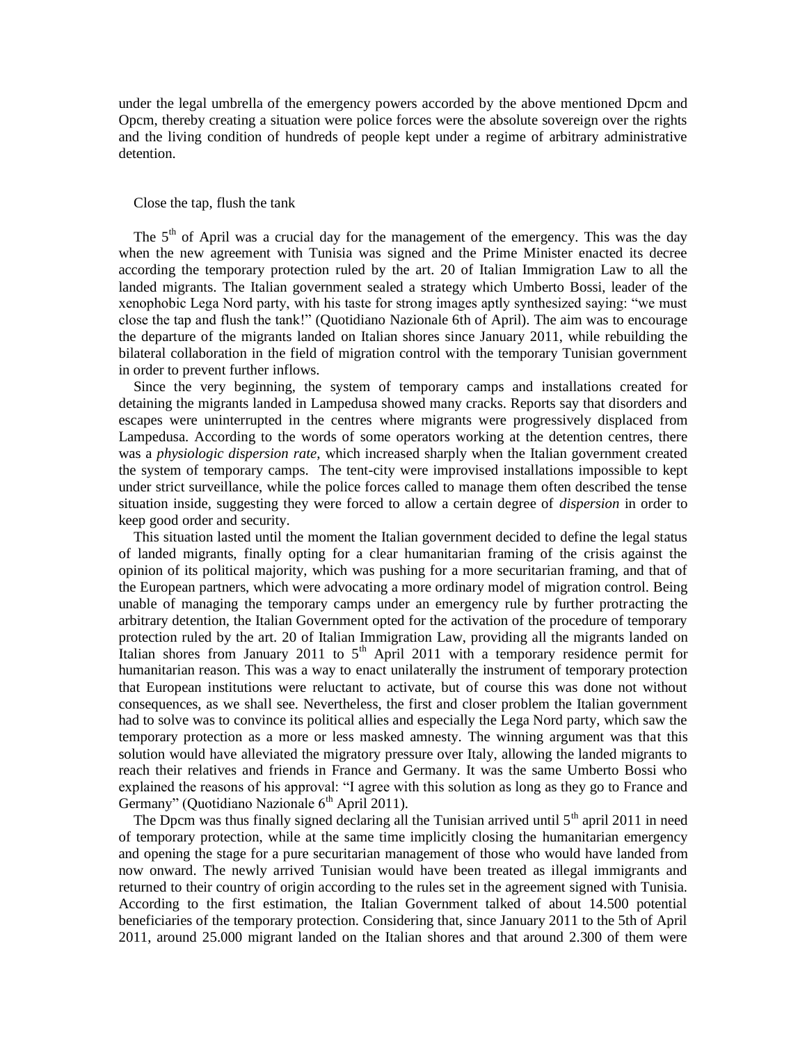under the legal umbrella of the emergency powers accorded by the above mentioned Dpcm and Opcm, thereby creating a situation were police forces were the absolute sovereign over the rights and the living condition of hundreds of people kept under a regime of arbitrary administrative detention.

## Close the tap, flush the tank

The 5th of April was a crucial day for the management of the emergency. This was the day when the new agreement with Tunisia was signed and the Prime Minister enacted its decree according the temporary protection ruled by the art. 20 of Italian Immigration Law to all the landed migrants. The Italian government sealed a strategy which Umberto Bossi, leader of the xenophobic Lega Nord party, with his taste for strong images aptly synthesized saying: "we must close the tap and flush the tank!" (Quotidiano Nazionale 6th of April). The aim was to encourage the departure of the migrants landed on Italian shores since January 2011, while rebuilding the bilateral collaboration in the field of migration control with the temporary Tunisian government in order to prevent further inflows.

Since the very beginning, the system of temporary camps and installations created for detaining the migrants landed in Lampedusa showed many cracks. Reports say that disorders and escapes were uninterrupted in the centres where migrants were progressively displaced from Lampedusa. According to the words of some operators working at the detention centres, there was a *physiologic dispersion rate*, which increased sharply when the Italian government created the system of temporary camps. The tent-city were improvised installations impossible to kept under strict surveillance, while the police forces called to manage them often described the tense situation inside, suggesting they were forced to allow a certain degree of *dispersion* in order to keep good order and security.

This situation lasted until the moment the Italian government decided to define the legal status of landed migrants, finally opting for a clear humanitarian framing of the crisis against the opinion of its political majority, which was pushing for a more securitarian framing, and that of the European partners, which were advocating a more ordinary model of migration control. Being unable of managing the temporary camps under an emergency rule by further protracting the arbitrary detention, the Italian Government opted for the activation of the procedure of temporary protection ruled by the art. 20 of Italian Immigration Law, providing all the migrants landed on Italian shores from January 2011 to 5th April 2011 with a temporary residence permit for humanitarian reason. This was a way to enact unilaterally the instrument of temporary protection that European institutions were reluctant to activate, but of course this was done not without consequences, as we shall see. Nevertheless, the first and closer problem the Italian government had to solve was to convince its political allies and especially the Lega Nord party, which saw the temporary protection as a more or less masked amnesty. The winning argument was that this solution would have alleviated the migratory pressure over Italy, allowing the landed migrants to reach their relatives and friends in France and Germany. It was the same Umberto Bossi who explained the reasons of his approval: "I agree with this solution as long as they go to France and Germany" (Quotidiano Nazionale 6th April 2011).

The Dpcm was thus finally signed declaring all the Tunisian arrived until 5th april 2011 in need of temporary protection, while at the same time implicitly closing the humanitarian emergency and opening the stage for a pure securitarian management of those who would have landed from now onward. The newly arrived Tunisian would have been treated as illegal immigrants and returned to their country of origin according to the rules set in the agreement signed with Tunisia. According to the first estimation, the Italian Government talked of about 14.500 potential beneficiaries of the temporary protection. Considering that, since January 2011 to the 5th of April 2011, around 25.000 migrant landed on the Italian shores and that around 2.300 of them were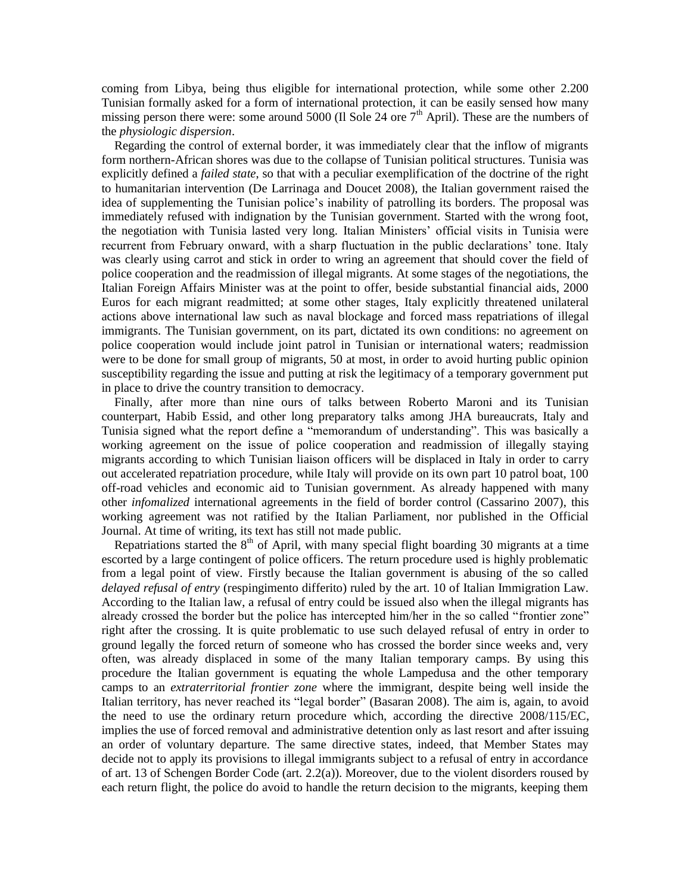coming from Libya, being thus eligible for international protection, while some other 2.200 Tunisian formally asked for a form of international protection, it can be easily sensed how many missing person there were: some around 5000 (Il Sole 24 ore 7th April). These are the numbers of the *physiologic dispersion*.

Regarding the control of external border, it was immediately clear that the inflow of migrants form northern-African shores was due to the collapse of Tunisian political structures. Tunisia was explicitly defined a *failed state*, so that with a peculiar exemplification of the doctrine of the right to humanitarian intervention (De Larrinaga and Doucet 2008), the Italian government raised the idea of supplementing the Tunisian police's inability of patrolling its borders. The proposal was immediately refused with indignation by the Tunisian government. Started with the wrong foot, the negotiation with Tunisia lasted very long. Italian Ministers' official visits in Tunisia were recurrent from February onward, with a sharp fluctuation in the public declarations' tone. Italy was clearly using carrot and stick in order to wring an agreement that should cover the field of police cooperation and the readmission of illegal migrants. At some stages of the negotiations, the Italian Foreign Affairs Minister was at the point to offer, beside substantial financial aids, 2000 Euros for each migrant readmitted; at some other stages, Italy explicitly threatened unilateral actions above international law such as naval blockage and forced mass repatriations of illegal immigrants. The Tunisian government, on its part, dictated its own conditions: no agreement on police cooperation would include joint patrol in Tunisian or international waters; readmission were to be done for small group of migrants, 50 at most, in order to avoid hurting public opinion susceptibility regarding the issue and putting at risk the legitimacy of a temporary government put in place to drive the country transition to democracy.

Finally, after more than nine ours of talks between Roberto Maroni and its Tunisian counterpart, Habib Essid, and other long preparatory talks among JHA bureaucrats, Italy and Tunisia signed what the report define a "memorandum of understanding". This was basically a working agreement on the issue of police cooperation and readmission of illegally staying migrants according to which Tunisian liaison officers will be displaced in Italy in order to carry out accelerated repatriation procedure, while Italy will provide on its own part 10 patrol boat, 100 off-road vehicles and economic aid to Tunisian government. As already happened with many other *infomalized* international agreements in the field of border control (Cassarino 2007), this working agreement was not ratified by the Italian Parliament, nor published in the Official Journal. At time of writing, its text has still not made public.

Repatriations started the 8th of April, with many special flight boarding 30 migrants at a time escorted by a large contingent of police officers. The return procedure used is highly problematic from a legal point of view. Firstly because the Italian government is abusing of the so called *delayed refusal of entry* (respingimento differito) ruled by the art. 10 of Italian Immigration Law. According to the Italian law, a refusal of entry could be issued also when the illegal migrants has already crossed the border but the police has intercepted him/her in the so called "frontier zone" right after the crossing. It is quite problematic to use such delayed refusal of entry in order to ground legally the forced return of someone who has crossed the border since weeks and, very often, was already displaced in some of the many Italian temporary camps. By using this procedure the Italian government is equating the whole Lampedusa and the other temporary camps to an *extraterritorial frontier zone* where the immigrant, despite being well inside the Italian territory, has never reached its "legal border" (Basaran 2008). The aim is, again, to avoid the need to use the ordinary return procedure which, according the directive 2008/115/EC, implies the use of forced removal and administrative detention only as last resort and after issuing an order of voluntary departure. The same directive states, indeed, that Member States may decide not to apply its provisions to illegal immigrants subject to a refusal of entry in accordance of art. 13 of Schengen Border Code (art. 2.2(a)). Moreover, due to the violent disorders roused by each return flight, the police do avoid to handle the return decision to the migrants, keeping them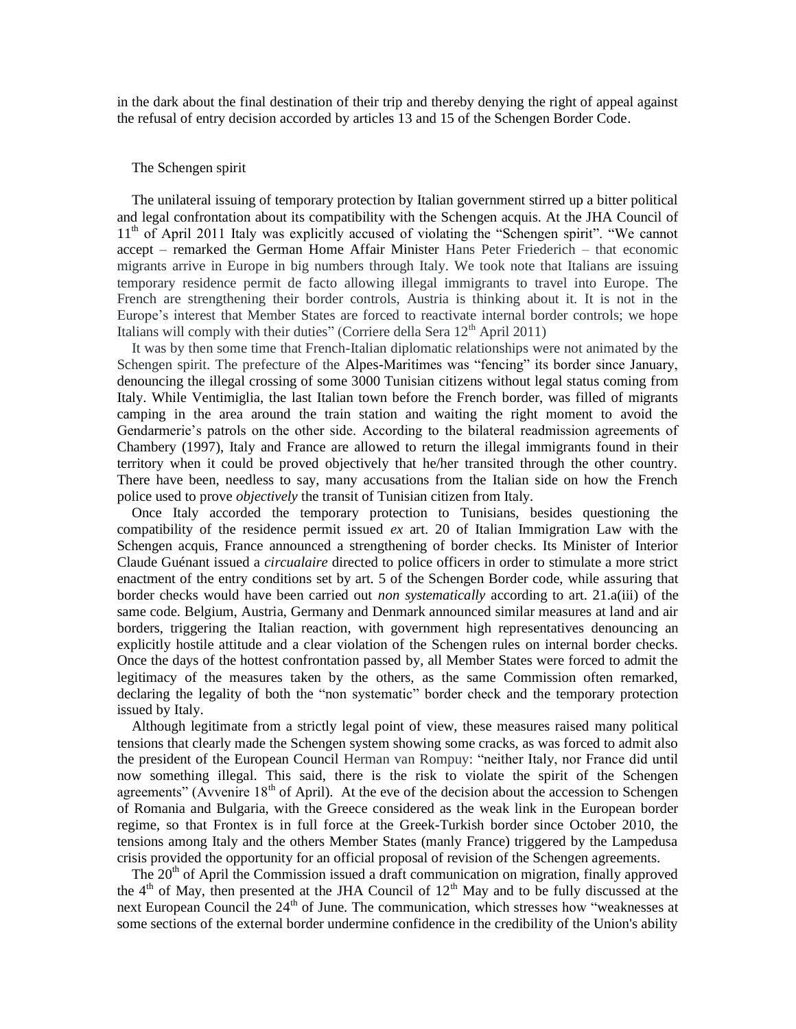in the dark about the final destination of their trip and thereby denying the right of appeal against the refusal of entry decision accorded by articles 13 and 15 of the Schengen Border Code.

## The Schengen spirit

The unilateral issuing of temporary protection by Italian government stirred up a bitter political and legal confrontation about its compatibility with the Schengen acquis. At the JHA Council of 11th of April 2011 Italy was explicitly accused of violating the "Schengen spirit". "We cannot accept – remarked the German Home Affair Minister Hans Peter Friederich – that economic migrants arrive in Europe in big numbers through Italy. We took note that Italians are issuing temporary residence permit de facto allowing illegal immigrants to travel into Europe. The French are strengthening their border controls, Austria is thinking about it. It is not in the Europe's interest that Member States are forced to reactivate internal border controls; we hope Italians will comply with their duties" (Corriere della Sera 12th April 2011)

It was by then some time that French-Italian diplomatic relationships were not animated by the Schengen spirit. The prefecture of the Alpes-Maritimes was "fencing" its border since January, denouncing the illegal crossing of some 3000 Tunisian citizens without legal status coming from Italy. While Ventimiglia, the last Italian town before the French border, was filled of migrants camping in the area around the train station and waiting the right moment to avoid the Gendarmerie's patrols on the other side. According to the bilateral readmission agreements of Chambery (1997), Italy and France are allowed to return the illegal immigrants found in their territory when it could be proved objectively that he/her transited through the other country. There have been, needless to say, many accusations from the Italian side on how the French police used to prove *objectively* the transit of Tunisian citizen from Italy.

Once Italy accorded the temporary protection to Tunisians, besides questioning the compatibility of the residence permit issued *ex* art. 20 of Italian Immigration Law with the Schengen acquis, France announced a strengthening of border checks. Its Minister of Interior Claude Guénant issued a *circualaire* directed to police officers in order to stimulate a more strict enactment of the entry conditions set by art. 5 of the Schengen Border code, while assuring that border checks would have been carried out *non systematically* according to art. 21.a(iii) of the same code. Belgium, Austria, Germany and Denmark announced similar measures at land and air borders, triggering the Italian reaction, with government high representatives denouncing an explicitly hostile attitude and a clear violation of the Schengen rules on internal border checks. Once the days of the hottest confrontation passed by, all Member States were forced to admit the legitimacy of the measures taken by the others, as the same Commission often remarked, declaring the legality of both the "non systematic" border check and the temporary protection issued by Italy.

Although legitimate from a strictly legal point of view, these measures raised many political tensions that clearly made the Schengen system showing some cracks, as was forced to admit also the president of the European Council Herman van Rompuy: "neither Italy, nor France did until now something illegal. This said, there is the risk to violate the spirit of the Schengen agreements" (Avvenire 18th of April). At the eve of the decision about the accession to Schengen of Romania and Bulgaria, with the Greece considered as the weak link in the European border regime, so that Frontex is in full force at the Greek-Turkish border since October 2010, the tensions among Italy and the others Member States (manly France) triggered by the Lampedusa crisis provided the opportunity for an official proposal of revision of the Schengen agreements.

The 20th of April the Commission issued a draft communication on migration, finally approved the 4th of May, then presented at the JHA Council of 12th May and to be fully discussed at the next European Council the 24th of June. The communication, which stresses how "weaknesses at some sections of the external border undermine confidence in the credibility of the Union's ability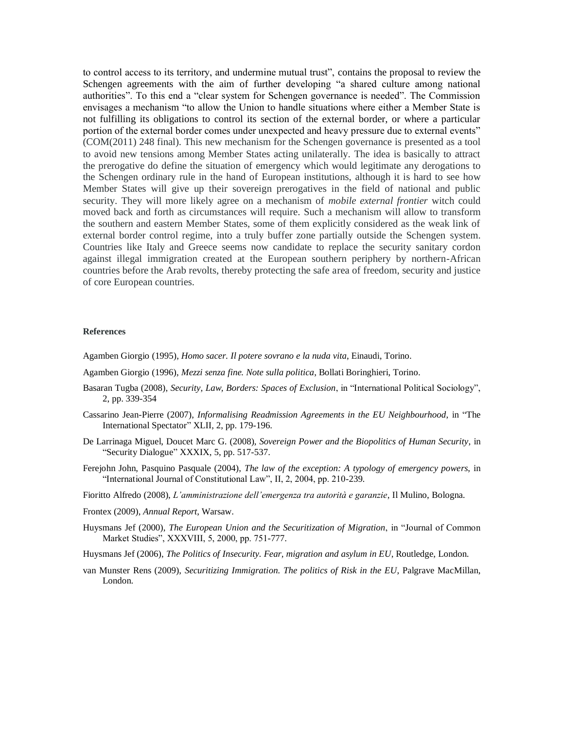to control access to its territory, and undermine mutual trust", contains the proposal to review the Schengen agreements with the aim of further developing "a shared culture among national authorities". To this end a "clear system for Schengen governance is needed". The Commission envisages a mechanism "to allow the Union to handle situations where either a Member State is not fulfilling its obligations to control its section of the external border, or where a particular portion of the external border comes under unexpected and heavy pressure due to external events" (COM(2011) 248 final). This new mechanism for the Schengen governance is presented as a tool to avoid new tensions among Member States acting unilaterally. The idea is basically to attract the prerogative do define the situation of emergency which would legitimate any derogations to the Schengen ordinary rule in the hand of European institutions, although it is hard to see how Member States will give up their sovereign prerogatives in the field of national and public security. They will more likely agree on a mechanism of *mobile external frontier* witch could moved back and forth as circumstances will require. Such a mechanism will allow to transform the southern and eastern Member States, some of them explicitly considered as the weak link of external border control regime, into a truly buffer zone partially outside the Schengen system. Countries like Italy and Greece seems now candidate to replace the security sanitary cordon against illegal immigration created at the European southern periphery by northern-African countries before the Arab revolts, thereby protecting the safe area of freedom, security and justice of core European countries.

#### References

Agamben Giorgio (1995), *Homo sacer. Il potere sovrano e la nuda vita*, Einaudi, Torino.

Agamben Giorgio (1996), *Mezzi senza fine. Note sulla politica*, Bollati Boringhieri, Torino.

Basaran Tugba (2008), *Security, Law, Borders: Spaces of Exclusion*, in "International Political Sociology", 2, pp. 339-354

Cassarino Jean-Pierre (2007), *Informalising Readmission Agreements in the EU Neighbourhood*, in "The International Spectator" XLII, 2, pp. 179-196.

De Larrinaga Miguel, Doucet Marc G. (2008), *Sovereign Power and the Biopolitics of Human Security*, in "Security Dialogue" XXXIX, 5, pp. 517-537.

Ferejohn John, Pasquino Pasquale (2004), *The law of the exception: A typology of emergency powers*, in "International Journal of Constitutional Law", II, 2, 2004, pp. 210-239.

Fioritto Alfredo (2008), *L'amministrazione dell'emergenza tra autorità e garanzie*, Il Mulino, Bologna.

Frontex (2009), *Annual Report*, Warsaw.

Huysmans Jef (2000), *The European Union and the Securitization of Migration*, in "Journal of Common Market Studies", XXXVIII, 5, 2000, pp. 751-777.

Huysmans Jef (2006), *The Politics of Insecurity. Fear, migration and asylum in EU*, Routledge, London.

van Munster Rens (2009), *Securitizing Immigration. The politics of Risk in the EU*, Palgrave MacMillan, London.